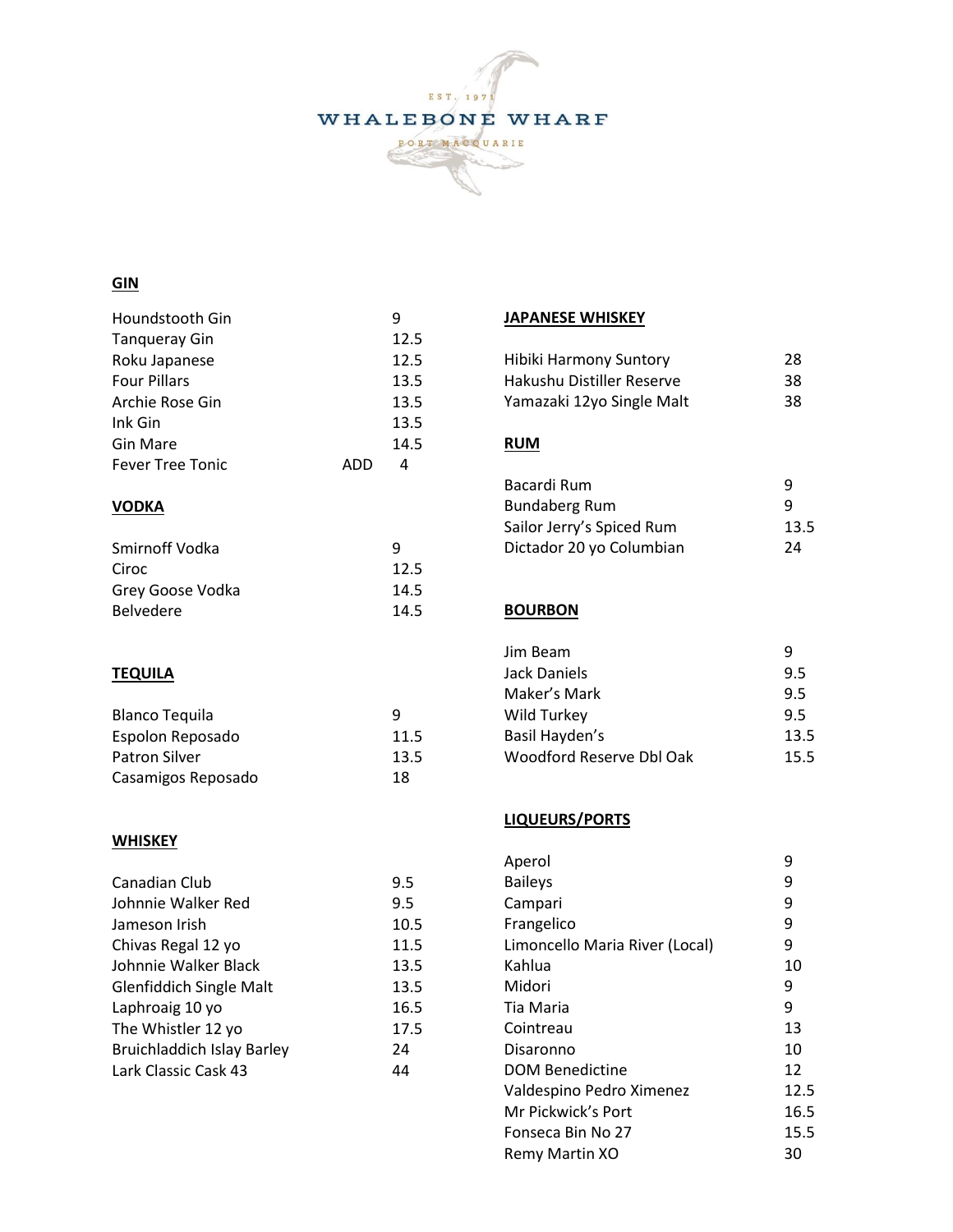# WHALEBONE WHARF

EST. 1971

PORT MACQUARIE

## GIN

| | |
|---|---|
| Houndstooth Gin | 9 |
| Tanqueray Gin | 12.5 |
| Roku Japanese | 12.5 |
| Four Pillars | 13.5 |
| Archie Rose Gin | 13.5 |
| Ink Gin | 13.5 |
| Gin Mare | 14.5 |
| Fever Tree Tonic | ADD 4 |

## VODKA

| | |
|---|---|
| Smirnoff Vodka | 9 |
| Ciroc | 12.5 |
| Grey Goose Vodka | 14.5 |
| Belvedere | 14.5 |

## TEQUILA

| | |
|---|---|
| Blanco Tequila | 9 |
| Espolon Reposado | 11.5 |
| Patron Silver | 13.5 |
| Casamigos Reposado | 18 |

## WHISKEY

| | |
|---|---|
| Canadian Club | 9.5 |
| Johnnie Walker Red | 9.5 |
| Jameson Irish | 10.5 |
| Chivas Regal 12 yo | 11.5 |
| Johnnie Walker Black | 13.5 |
| Glenfiddich Single Malt | 13.5 |
| Laphroaig 10 yo | 16.5 |
| The Whistler 12 yo | 17.5 |
| Bruichladdich Islay Barley | 24 |
| Lark Classic Cask 43 | 44 |

## JAPANESE WHISKEY

| | |
|---|---|
| Hibiki Harmony Suntory | 28 |
| Hakushu Distiller Reserve | 38 |
| Yamazaki 12yo Single Malt | 38 |

## RUM

| | |
|---|---|
| Bacardi Rum | 9 |
| Bundaberg Rum | 9 |
| Sailor Jerry's Spiced Rum | 13.5 |
| Dictador 20 yo Columbian | 24 |

## BOURBON

| | |
|---|---|
| Jim Beam | 9 |
| Jack Daniels | 9.5 |
| Maker's Mark | 9.5 |
| Wild Turkey | 9.5 |
| Basil Hayden's | 13.5 |
| Woodford Reserve Dbl Oak | 15.5 |

## LIQUEURS/PORTS

| | |
|---|---|
| Aperol | 9 |
| Baileys | 9 |
| Campari | 9 |
| Frangelico | 9 |
| Limoncello Maria River (Local) | 9 |
| Kahlua | 10 |
| Midori | 9 |
| Tia Maria | 9 |
| Cointreau | 13 |
| Disaronno | 10 |
| DOM Benedictine | 12 |
| Valdespino Pedro Ximenez | 12.5 |
| Mr Pickwick's Port | 16.5 |
| Fonseca Bin No 27 | 15.5 |
| Remy Martin XO | 30 |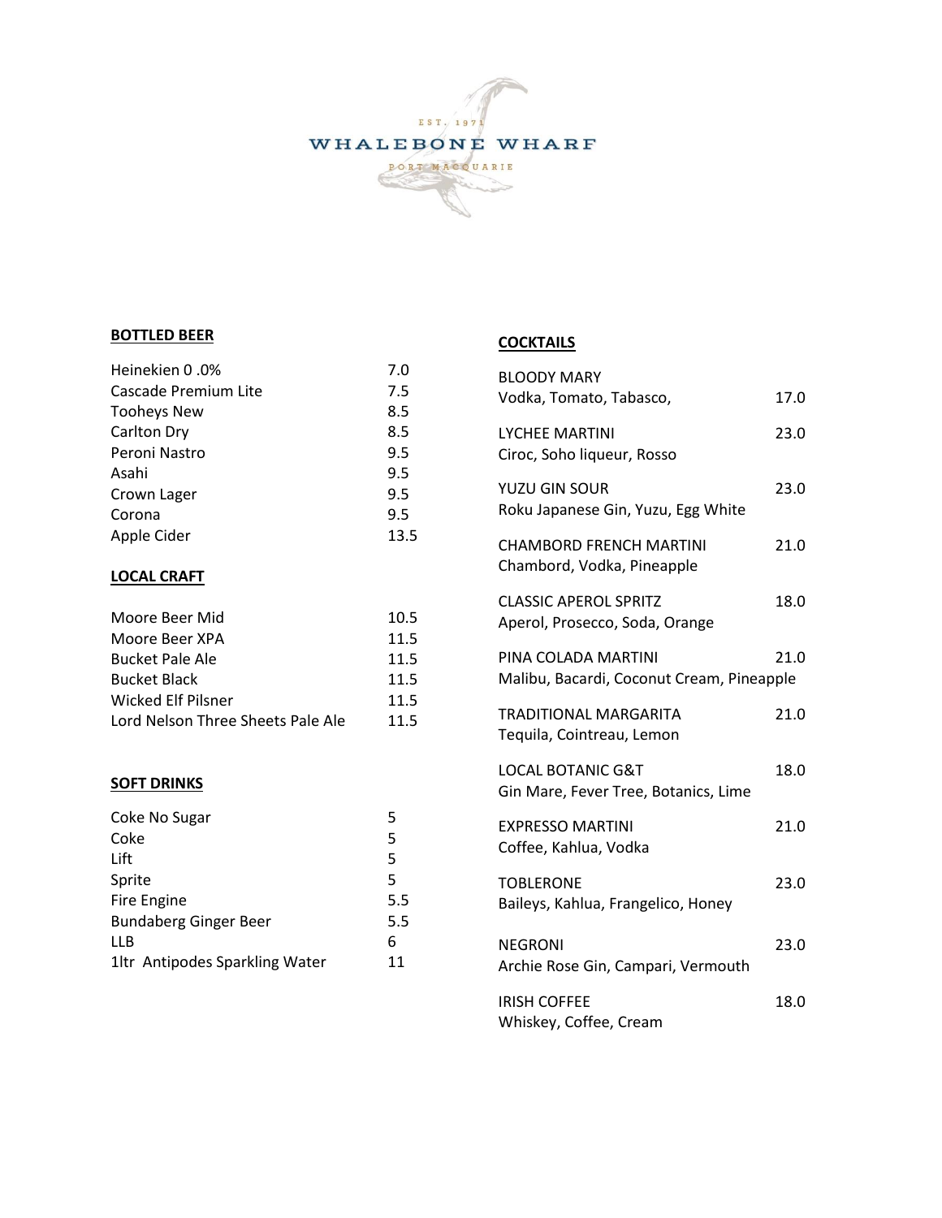EST. 1971

WHALEBONE WHARF

PORT MACQUARIE

## BOTTLED BEER

| | |
|---|---|
| Heinekien 0 .0% | 7.0 |
| Cascade Premium Lite | 7.5 |
| Tooheys New | 8.5 |
| Carlton Dry | 8.5 |
| Peroni Nastro | 9.5 |
| Asahi | 9.5 |
| Crown Lager | 9.5 |
| Corona | 9.5 |
| Apple Cider | 13.5 |

## LOCAL CRAFT

| | |
|---|---|
| Moore Beer Mid | 10.5 |
| Moore Beer XPA | 11.5 |
| Bucket Pale Ale | 11.5 |
| Bucket Black | 11.5 |
| Wicked Elf Pilsner | 11.5 |
| Lord Nelson Three Sheets Pale Ale | 11.5 |

## SOFT DRINKS

| | |
|---|---|
| Coke No Sugar | 5 |
| Coke | 5 |
| Lift | 5 |
| Sprite | 5 |
| Fire Engine | 5.5 |
| Bundaberg Ginger Beer | 5.5 |
| LLB | 6 |
| 1ltr Antipodes Sparkling Water | 11 |

## COCKTAILS

BLOODY MARY
Vodka, Tomato, Tabasco, — 17.0

LYCHEE MARTINI — 23.0
Ciroc, Soho liqueur, Rosso

YUZU GIN SOUR — 23.0
Roku Japanese Gin, Yuzu, Egg White

CHAMBORD FRENCH MARTINI — 21.0
Chambord, Vodka, Pineapple

CLASSIC APEROL SPRITZ — 18.0
Aperol, Prosecco, Soda, Orange

PINA COLADA MARTINI — 21.0
Malibu, Bacardi, Coconut Cream, Pineapple

TRADITIONAL MARGARITA — 21.0
Tequila, Cointreau, Lemon

LOCAL BOTANIC G&T — 18.0
Gin Mare, Fever Tree, Botanics, Lime

EXPRESSO MARTINI — 21.0
Coffee, Kahlua, Vodka

TOBLERONE — 23.0
Baileys, Kahlua, Frangelico, Honey

NEGRONI — 23.0
Archie Rose Gin, Campari, Vermouth

IRISH COFFEE — 18.0
Whiskey, Coffee, Cream